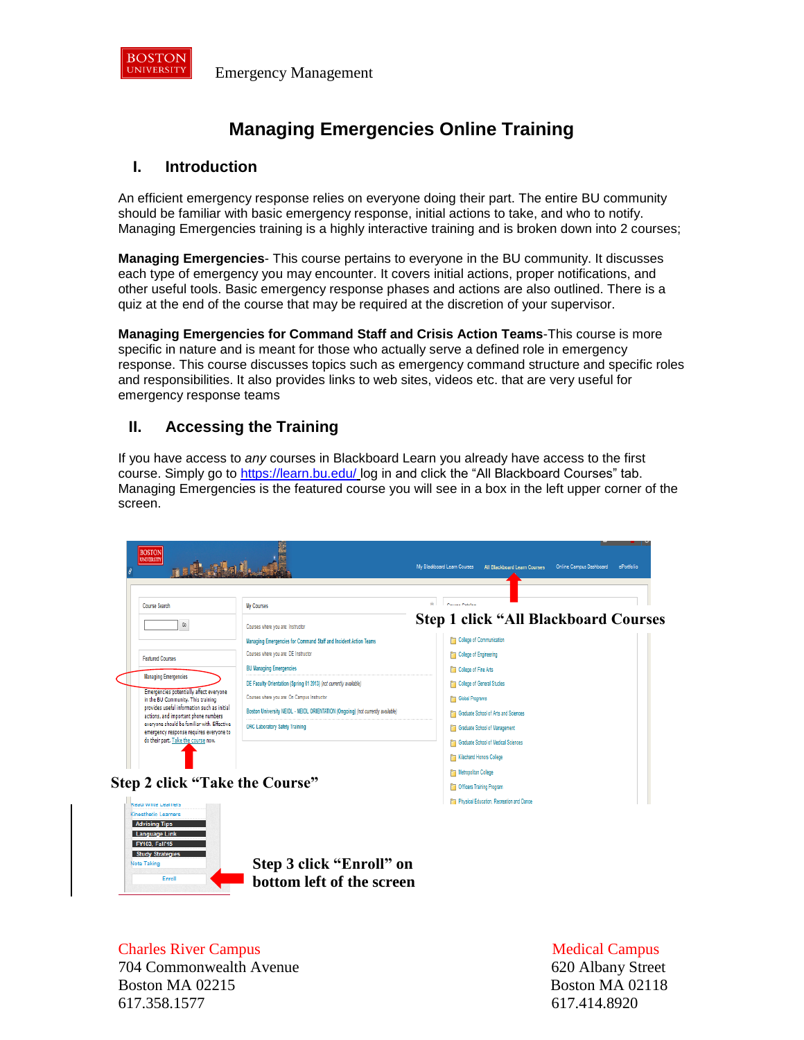# Managing Emergencies Online Training

## I. Introduction

An efficient emergency response relies on everyone doing their part. The entire BU community should be familiar with basic emergency response, initial actions to take, and who to notify. Managing Emergencies training is a highly interactive training and is broken down into 2 courses;

**Managing Emergencies**- This course pertains to everyone in the BU community. It discusses each type of emergency you may encounter. It covers initial actions, proper notifications, and other useful tools. Basic emergency response phases and actions are also outlined. There is a quiz at the end of the course that may be required at the discretion of your supervisor.

**Managing Emergencies for Command Staff and Crisis Action Teams**-This course is more specific in nature and is meant for those who actually serve a defined role in emergency response. This course discusses topics such as emergency command structure and specific roles and responsibilities. It also provides links to web sites, videos etc. that are very useful for emergency response teams

## II. Accessing the Training

If you have access to *any* courses in Blackboard Learn you already have access to the first course. Simply go to https://learn.bu.edu/ log in and click the "All Blackboard Courses" tab. Managing Emergencies is the featured course you will see in a box in the left upper corner of the screen.

**Step 1 click "All Blackboard Courses**

**Step 2 click "Take the Course"**

**Step 3 click "Enroll" on bottom left of the screen**

Charles River Campus
704 Commonwealth Avenue
Boston MA 02215
617.358.1577

Medical Campus
620 Albany Street
Boston MA 02118
617.414.8920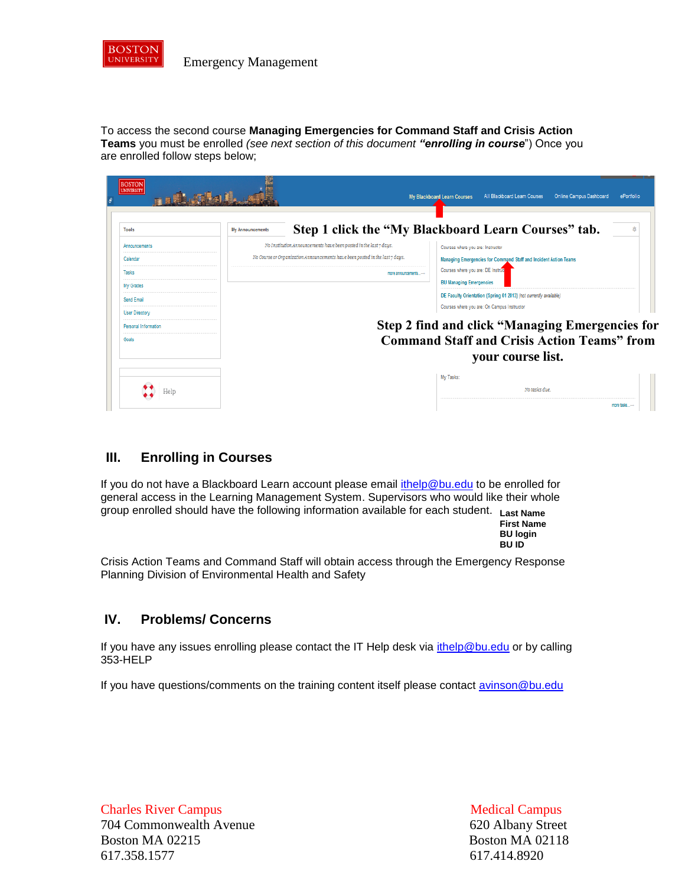To access the second course **Managing Emergencies for Command Staff and Crisis Action Teams** you must be enrolled *(see next section of this document* ***"enrolling in course"***") Once you are enrolled follow steps below;

**Step 1 click the "My Blackboard Learn Courses" tab.**

**Step 2 find and click "Managing Emergencies for Command Staff and Crisis Action Teams" from your course list.**

## III. Enrolling in Courses

If you do not have a Blackboard Learn account please email ithelp@bu.edu to be enrolled for general access in the Learning Management System. Supervisors who would like their whole group enrolled should have the following information available for each student.

**Last Name**
**First Name**
**BU login**
**BU ID**

Crisis Action Teams and Command Staff will obtain access through the Emergency Response Planning Division of Environmental Health and Safety

## IV. Problems/ Concerns

If you have any issues enrolling please contact the IT Help desk via ithelp@bu.edu or by calling 353-HELP

If you have questions/comments on the training content itself please contact avinson@bu.edu